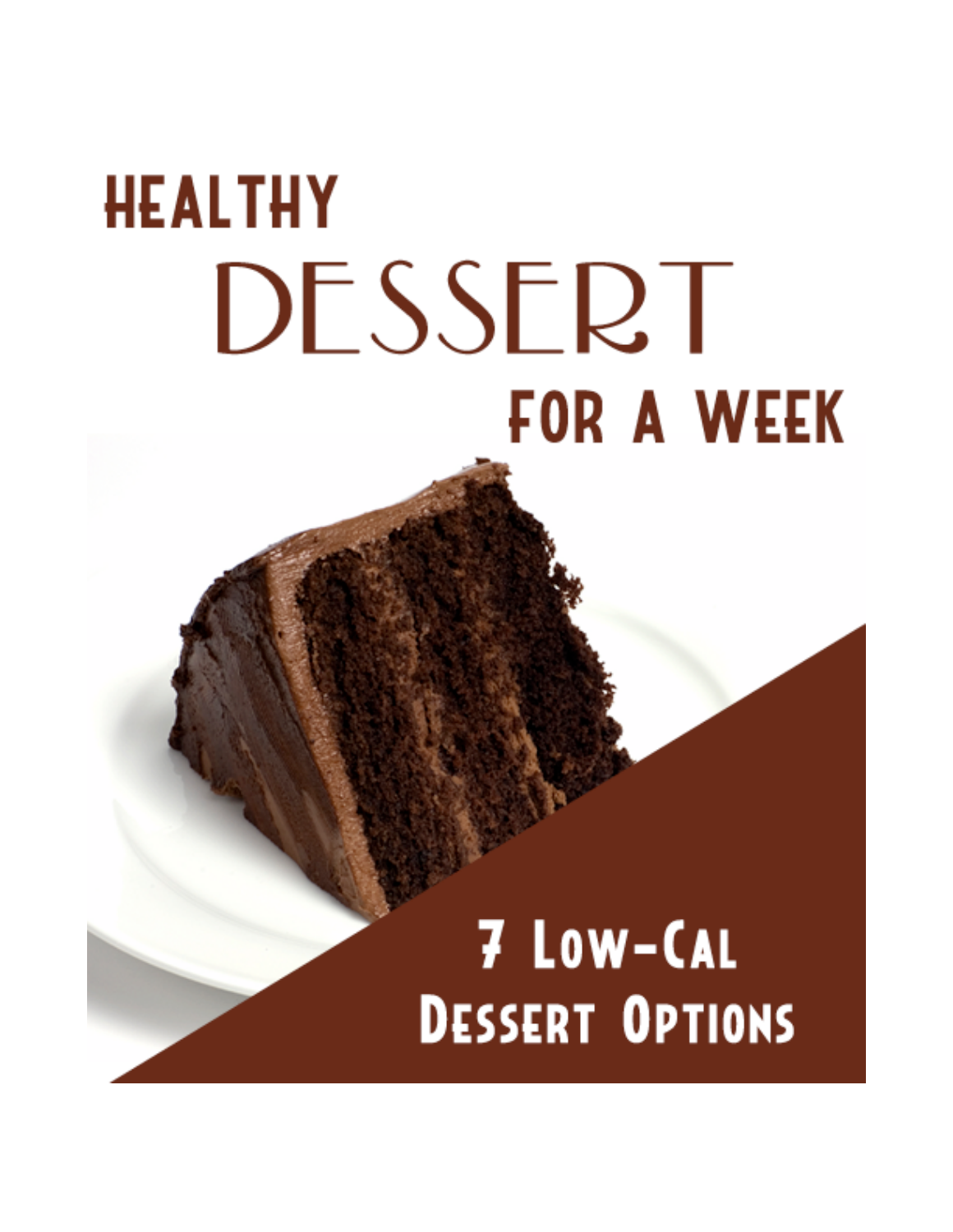# HEALTHY DESSERT FOR A WEEK

## 7 Low-Cal Dessert Options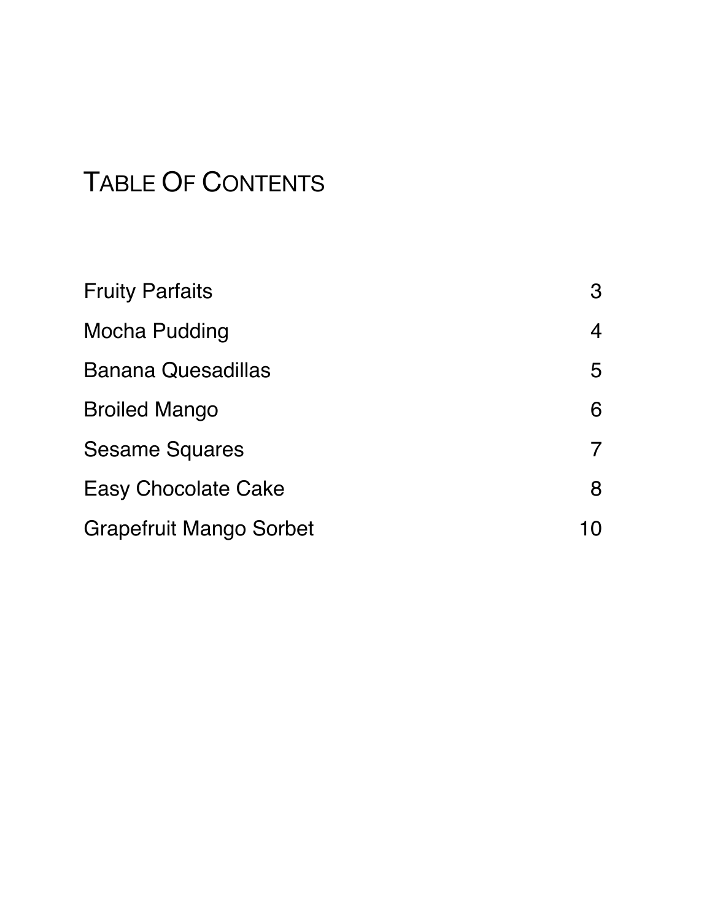# Table Of Contents

| | |
|---|---|
| Fruity Parfaits | 3 |
| Mocha Pudding | 4 |
| Banana Quesadillas | 5 |
| Broiled Mango | 6 |
| Sesame Squares | 7 |
| Easy Chocolate Cake | 8 |
| Grapefruit Mango Sorbet | 10 |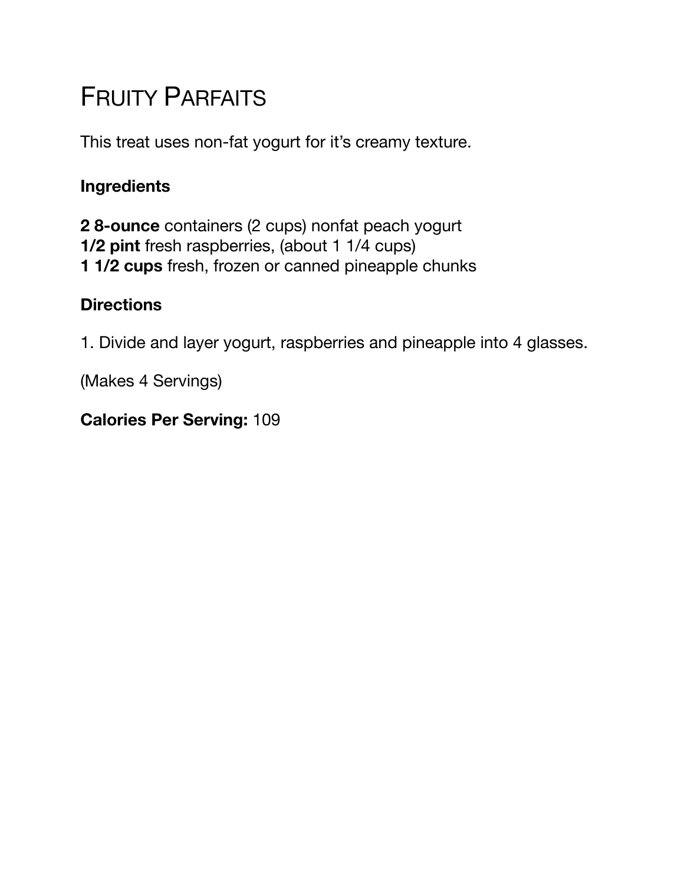# Fruity Parfaits

This treat uses non-fat yogurt for it's creamy texture.

### Ingredients

**2 8-ounce** containers (2 cups) nonfat peach yogurt
**1/2 pint** fresh raspberries, (about 1 1/4 cups)
**1 1/2 cups** fresh, frozen or canned pineapple chunks

### Directions

1. Divide and layer yogurt, raspberries and pineapple into 4 glasses.

(Makes 4 Servings)

**Calories Per Serving:** 109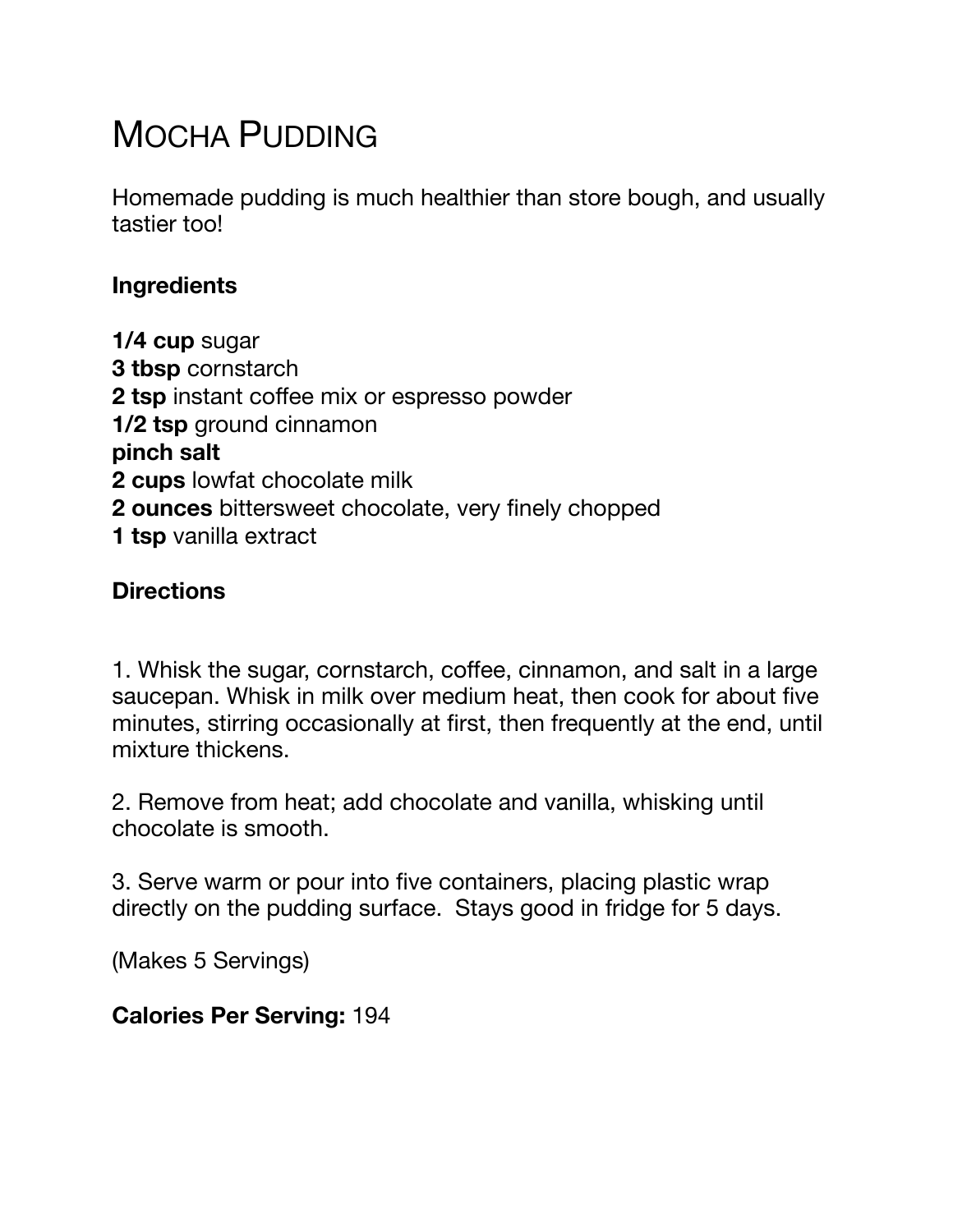# Mocha Pudding

Homemade pudding is much healthier than store bough, and usually tastier too!

**Ingredients**

**1/4 cup** sugar  
**3 tbsp** cornstarch  
**2 tsp** instant coffee mix or espresso powder  
**1/2 tsp** ground cinnamon  
**pinch salt**  
**2 cups** lowfat chocolate milk  
**2 ounces** bittersweet chocolate, very finely chopped  
**1 tsp** vanilla extract

**Directions**

1. Whisk the sugar, cornstarch, coffee, cinnamon, and salt in a large saucepan. Whisk in milk over medium heat, then cook for about five minutes, stirring occasionally at first, then frequently at the end, until mixture thickens.

2. Remove from heat; add chocolate and vanilla, whisking until chocolate is smooth.

3. Serve warm or pour into five containers, placing plastic wrap directly on the pudding surface.  Stays good in fridge for 5 days.

(Makes 5 Servings)

**Calories Per Serving:** 194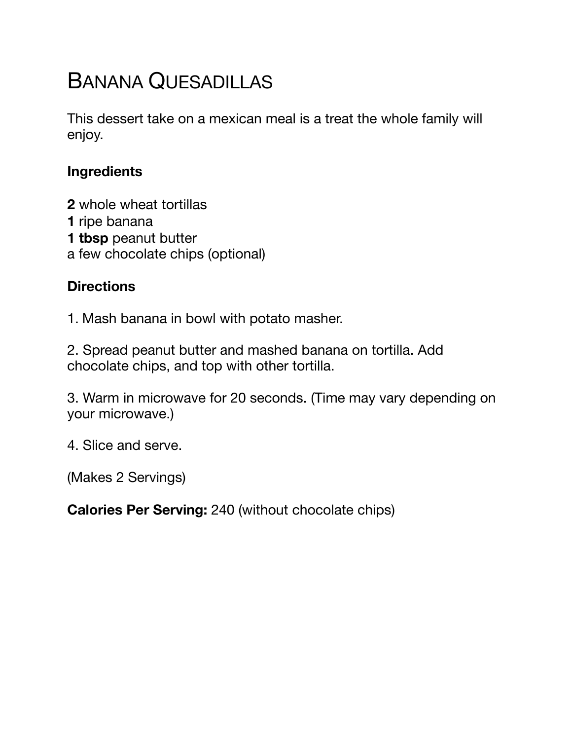# Banana Quesadillas

This dessert take on a mexican meal is a treat the whole family will enjoy.

**Ingredients**

**2** whole wheat tortillas
**1** ripe banana
**1 tbsp** peanut butter
a few chocolate chips (optional)

**Directions**

1. Mash banana in bowl with potato masher.

2. Spread peanut butter and mashed banana on tortilla. Add chocolate chips, and top with other tortilla.

3. Warm in microwave for 20 seconds. (Time may vary depending on your microwave.)

4. Slice and serve.

(Makes 2 Servings)

**Calories Per Serving:** 240 (without chocolate chips)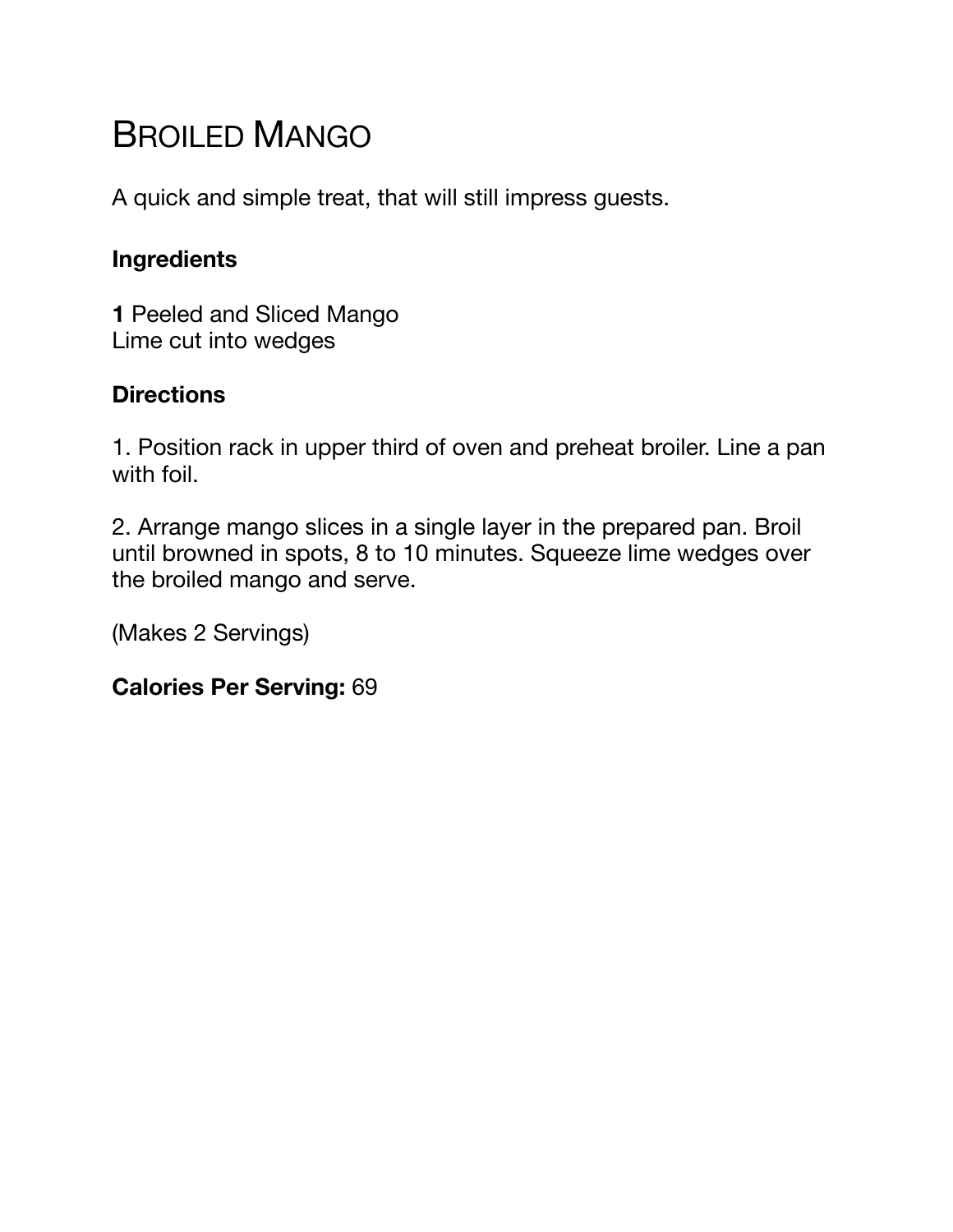# BROILED MANGO

A quick and simple treat, that will still impress guests.

**Ingredients**

**1** Peeled and Sliced Mango
Lime cut into wedges

**Directions**

1. Position rack in upper third of oven and preheat broiler. Line a pan with foil.

2. Arrange mango slices in a single layer in the prepared pan. Broil until browned in spots, 8 to 10 minutes. Squeeze lime wedges over the broiled mango and serve.

(Makes 2 Servings)

**Calories Per Serving:** 69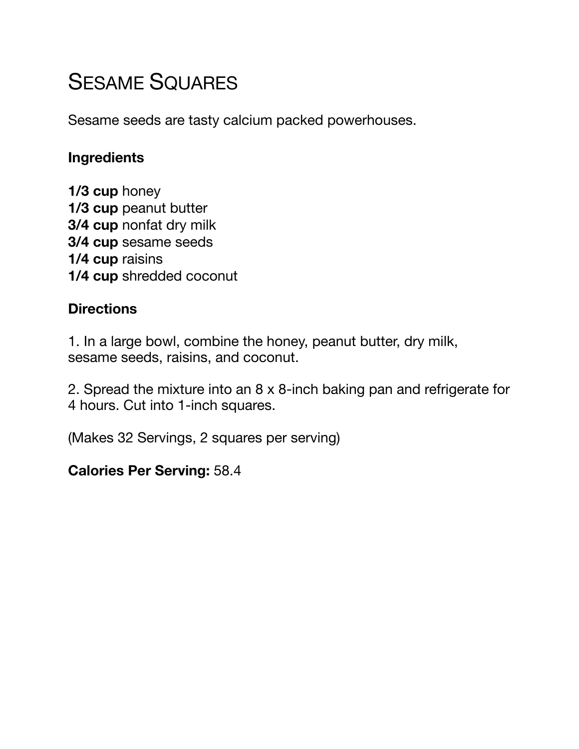# Sesame Squares

Sesame seeds are tasty calcium packed powerhouses.

**Ingredients**

**1/3 cup** honey
**1/3 cup** peanut butter
**3/4 cup** nonfat dry milk
**3/4 cup** sesame seeds
**1/4 cup** raisins
**1/4 cup** shredded coconut

**Directions**

1. In a large bowl, combine the honey, peanut butter, dry milk, sesame seeds, raisins, and coconut.

2. Spread the mixture into an 8 x 8-inch baking pan and refrigerate for 4 hours. Cut into 1-inch squares.

(Makes 32 Servings, 2 squares per serving)

**Calories Per Serving:** 58.4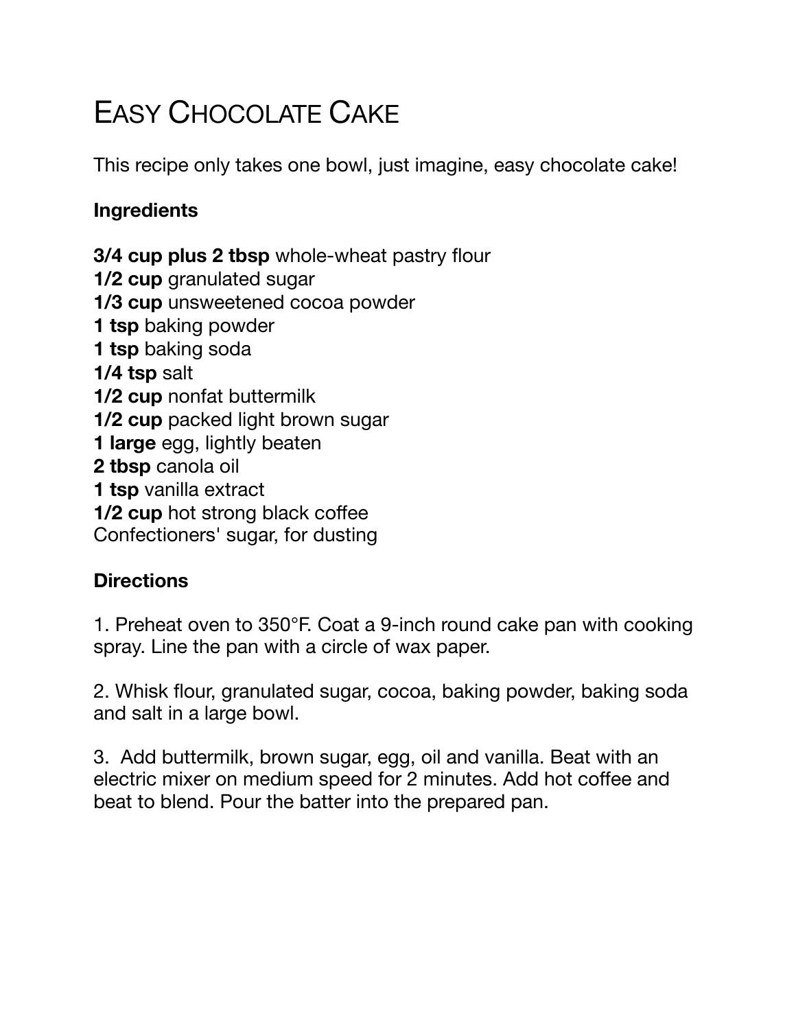# Easy Chocolate Cake

This recipe only takes one bowl, just imagine, easy chocolate cake!

### Ingredients

**3/4 cup plus 2 tbsp** whole-wheat pastry flour  
**1/2 cup** granulated sugar  
**1/3 cup** unsweetened cocoa powder  
**1 tsp** baking powder  
**1 tsp** baking soda  
**1/4 tsp** salt  
**1/2 cup** nonfat buttermilk  
**1/2 cup** packed light brown sugar  
**1 large** egg, lightly beaten  
**2 tbsp** canola oil  
**1 tsp** vanilla extract  
**1/2 cup** hot strong black coffee  
Confectioners' sugar, for dusting

### Directions

1. Preheat oven to 350°F. Coat a 9-inch round cake pan with cooking spray. Line the pan with a circle of wax paper.

2. Whisk flour, granulated sugar, cocoa, baking powder, baking soda and salt in a large bowl.

3. Add buttermilk, brown sugar, egg, oil and vanilla. Beat with an electric mixer on medium speed for 2 minutes. Add hot coffee and beat to blend. Pour the batter into the prepared pan.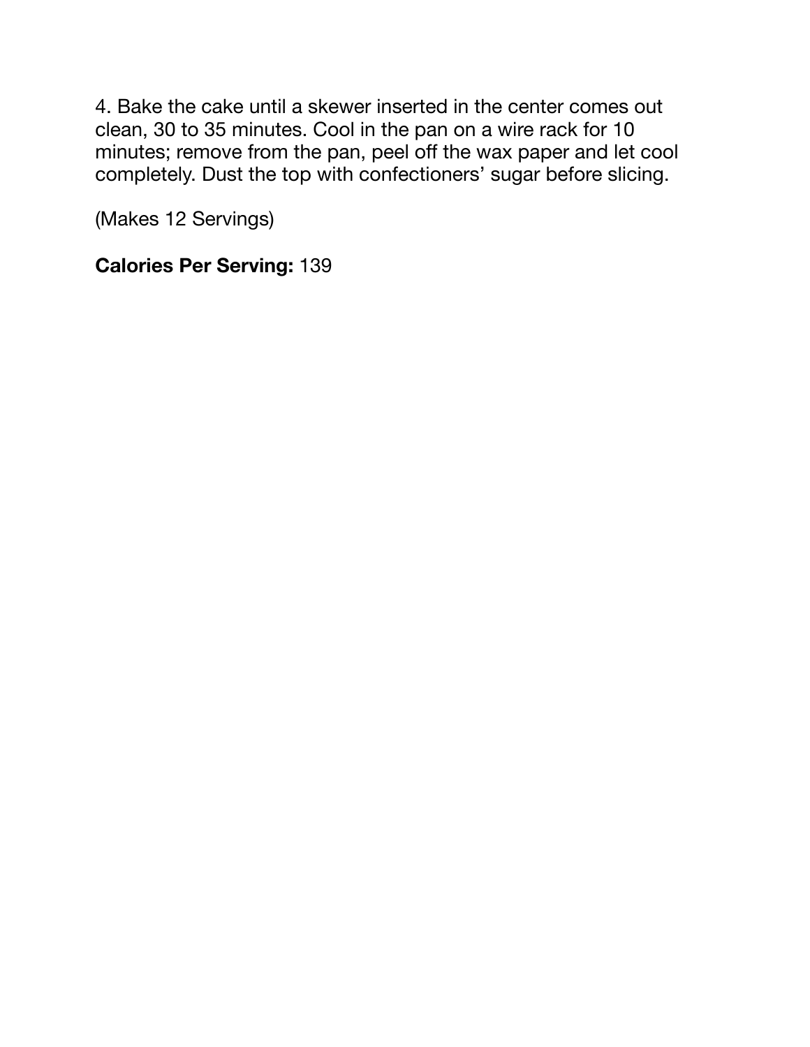4. Bake the cake until a skewer inserted in the center comes out clean, 30 to 35 minutes. Cool in the pan on a wire rack for 10 minutes; remove from the pan, peel off the wax paper and let cool completely. Dust the top with confectioners' sugar before slicing.

(Makes 12 Servings)

**Calories Per Serving:** 139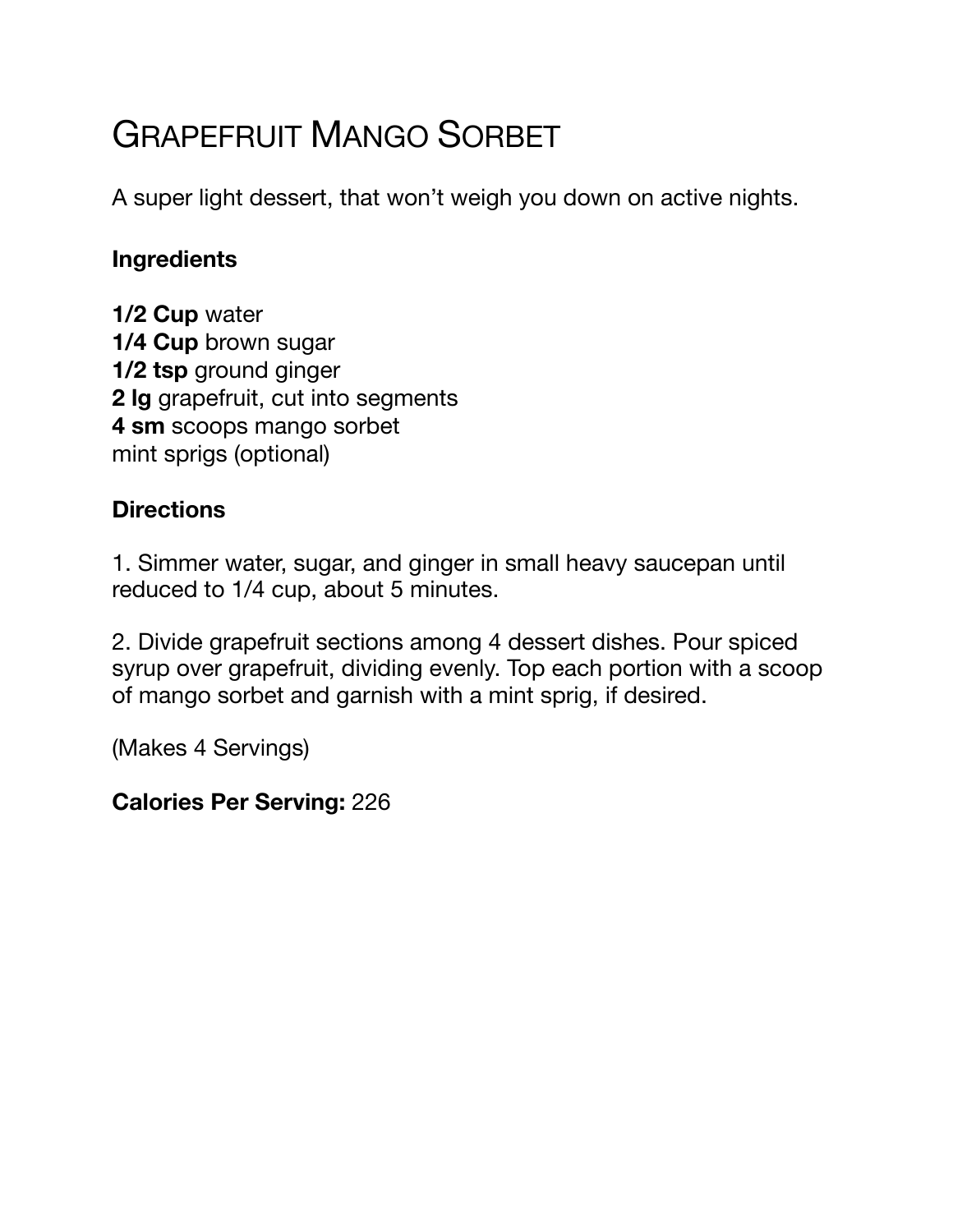# Grapefruit Mango Sorbet

A super light dessert, that won't weigh you down on active nights.

**Ingredients**

**1/2 Cup** water
**1/4 Cup** brown sugar
**1/2 tsp** ground ginger
**2 lg** grapefruit, cut into segments
**4 sm** scoops mango sorbet
mint sprigs (optional)

**Directions**

1. Simmer water, sugar, and ginger in small heavy saucepan until reduced to 1/4 cup, about 5 minutes.

2. Divide grapefruit sections among 4 dessert dishes. Pour spiced syrup over grapefruit, dividing evenly. Top each portion with a scoop of mango sorbet and garnish with a mint sprig, if desired.

(Makes 4 Servings)

**Calories Per Serving:** 226